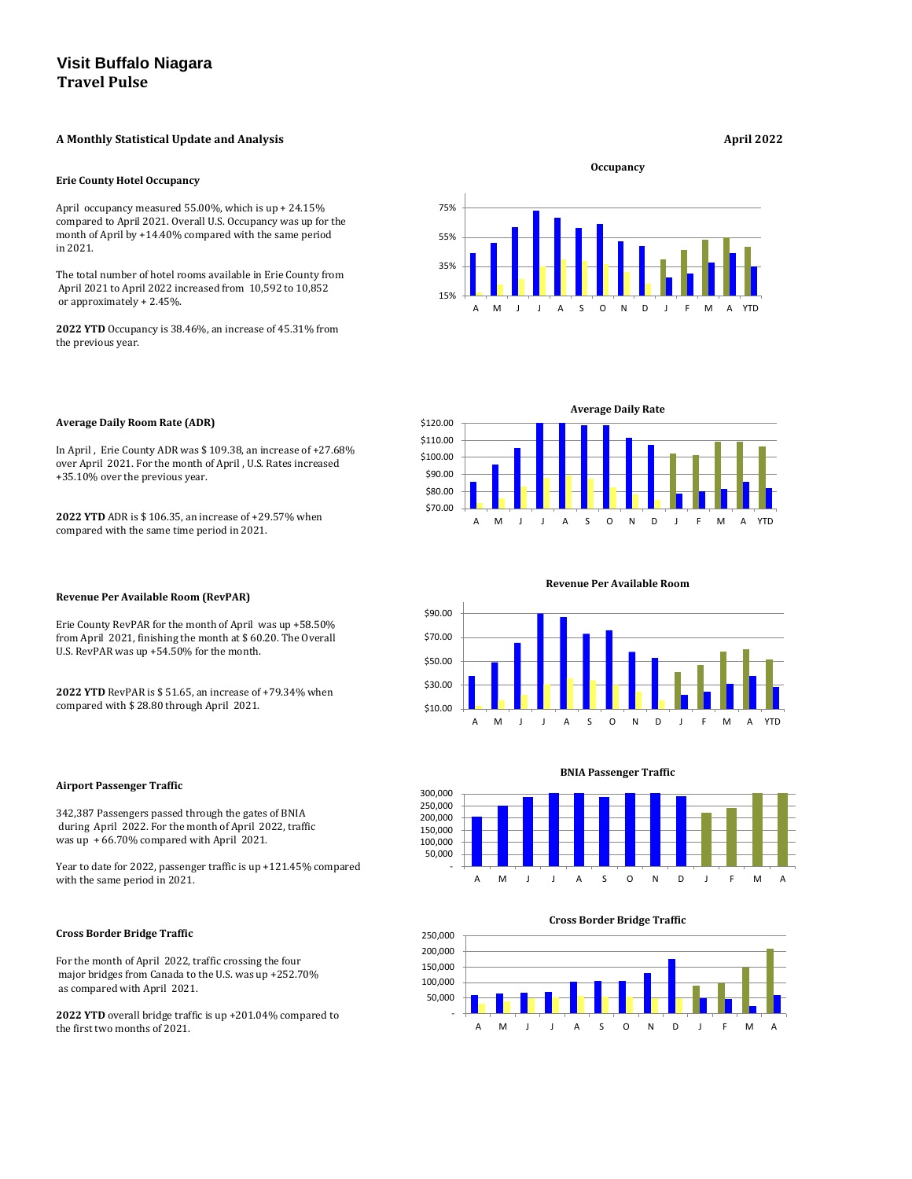# Visit Buffalo Niagara
## Travel Pulse

**A Monthly Statistical Update and Analysis** **April 2022**

### Erie County Hotel Occupancy

April occupancy measured 55.00%, which is up + 24.15% compared to April 2021. Overall U.S. Occupancy was up for the month of April by +14.40% compared with the same period in 2021.

The total number of hotel rooms available in Erie County from April 2021 to April 2022 increased from 10,592 to 10,852 or approximately + 2.45%.

**2022 YTD** Occupancy is 38.46%, an increase of 45.31% from the previous year.

### Average Daily Room Rate (ADR)

In April , Erie County ADR was $ 109.38, an increase of +27.68% over April 2021. For the month of April , U.S. Rates increased +35.10% over the previous year.

**2022 YTD** ADR is $ 106.35, an increase of +29.57% when compared with the same time period in 2021.

### Revenue Per Available Room (RevPAR)

Erie County RevPAR for the month of April was up +58.50% from April 2021, finishing the month at $ 60.20. The Overall U.S. RevPAR was up +54.50% for the month.

**2022 YTD** RevPAR is $ 51.65, an increase of +79.34% when compared with $ 28.80 through April 2021.

### Airport Passenger Traffic

342,387 Passengers passed through the gates of BNIA during April 2022. For the month of April 2022, traffic was up + 66.70% compared with April 2021.

Year to date for 2022, passenger traffic is up +121.45% compared with the same period in 2021.

### Cross Border Bridge Traffic

For the month of April 2022, traffic crossing the four major bridges from Canada to the U.S. was up +252.70% as compared with April 2021.

**2022 YTD** overall bridge traffic is up +201.04% compared to the first two months of 2021.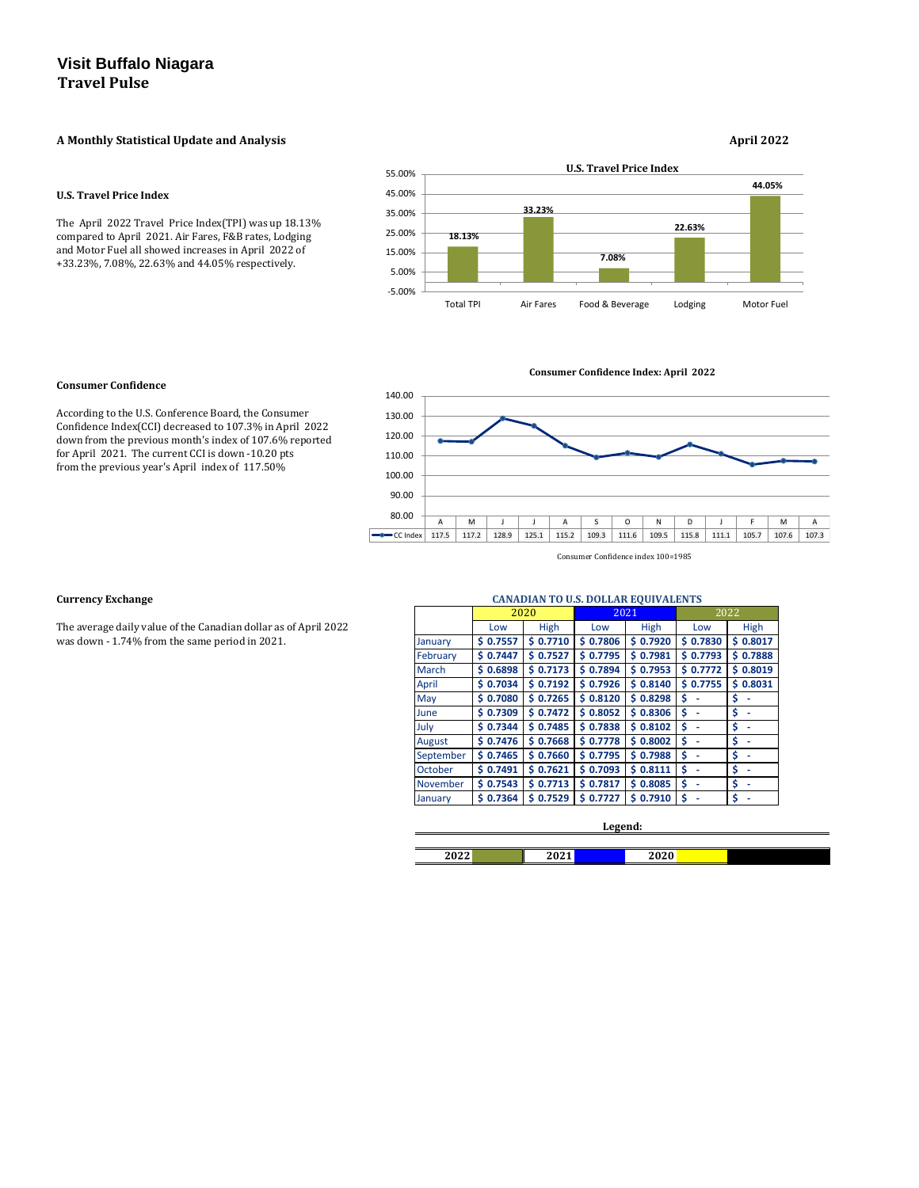# Visit Buffalo Niagara
## Travel Pulse

**A Monthly Statistical Update and Analysis** **April 2022**

### U.S. Travel Price Index

The April 2022 Travel Price Index(TPI) was up 18.13% compared to April 2021. Air Fares, F&B rates, Lodging and Motor Fuel all showed increases in April 2022 of +33.23%, 7.08%, 22.63% and 44.05% respectively.

**U.S. Travel Price Index**

| Total TPI | Air Fares | Food & Beverage | Lodging | Motor Fuel |
|---|---|---|---|---|
| 18.13% | 33.23% | 7.08% | 22.63% | 44.05% |

### Consumer Confidence

According to the U.S. Conference Board, the Consumer Confidence Index(CCI) decreased to 107.3% in April 2022 down from the previous month's index of 107.6% reported for April 2021. The current CCI is down -10.20 pts from the previous year's April index of 117.50%

**Consumer Confidence Index: April 2022**

| | A | M | J | J | A | S | O | N | D | J | F | M | A |
|---|---|---|---|---|---|---|---|---|---|---|---|---|---|
| CC Index | 117.5 | 117.2 | 128.9 | 125.1 | 115.2 | 109.3 | 111.6 | 109.5 | 115.8 | 111.1 | 105.7 | 107.6 | 107.3 |

Consumer Confidence index 100=1985

### Currency Exchange

The average daily value of the Canadian dollar as of April 2022 was down - 1.74% from the same period in 2021.

**CANADIAN TO U.S. DOLLAR EQUIVALENTS**

| | 2020 | | 2021 | | 2022 | |
|---|---|---|---|---|---|---|
| | Low | High | Low | High | Low | High |
| January | $ 0.7557 | $ 0.7710 | $ 0.7806 | $ 0.7920 | $ 0.7830 | $ 0.8017 |
| February | $ 0.7447 | $ 0.7527 | $ 0.7795 | $ 0.7981 | $ 0.7793 | $ 0.7888 |
| March | $ 0.6898 | $ 0.7173 | $ 0.7894 | $ 0.7953 | $ 0.7772 | $ 0.8019 |
| April | $ 0.7034 | $ 0.7192 | $ 0.7926 | $ 0.8140 | $ 0.7755 | $ 0.8031 |
| May | $ 0.7080 | $ 0.7265 | $ 0.8120 | $ 0.8298 | $ - | $ - |
| June | $ 0.7309 | $ 0.7472 | $ 0.8052 | $ 0.8306 | $ - | $ - |
| July | $ 0.7344 | $ 0.7485 | $ 0.7838 | $ 0.8102 | $ - | $ - |
| August | $ 0.7476 | $ 0.7668 | $ 0.7778 | $ 0.8002 | $ - | $ - |
| September | $ 0.7465 | $ 0.7660 | $ 0.7795 | $ 0.7988 | $ - | $ - |
| October | $ 0.7491 | $ 0.7621 | $ 0.7093 | $ 0.8111 | $ - | $ - |
| November | $ 0.7543 | $ 0.7713 | $ 0.7817 | $ 0.8085 | $ - | $ - |
| January | $ 0.7364 | $ 0.7529 | $ 0.7727 | $ 0.7910 | $ - | $ - |

**Legend:**

2022 | 2021 | 2020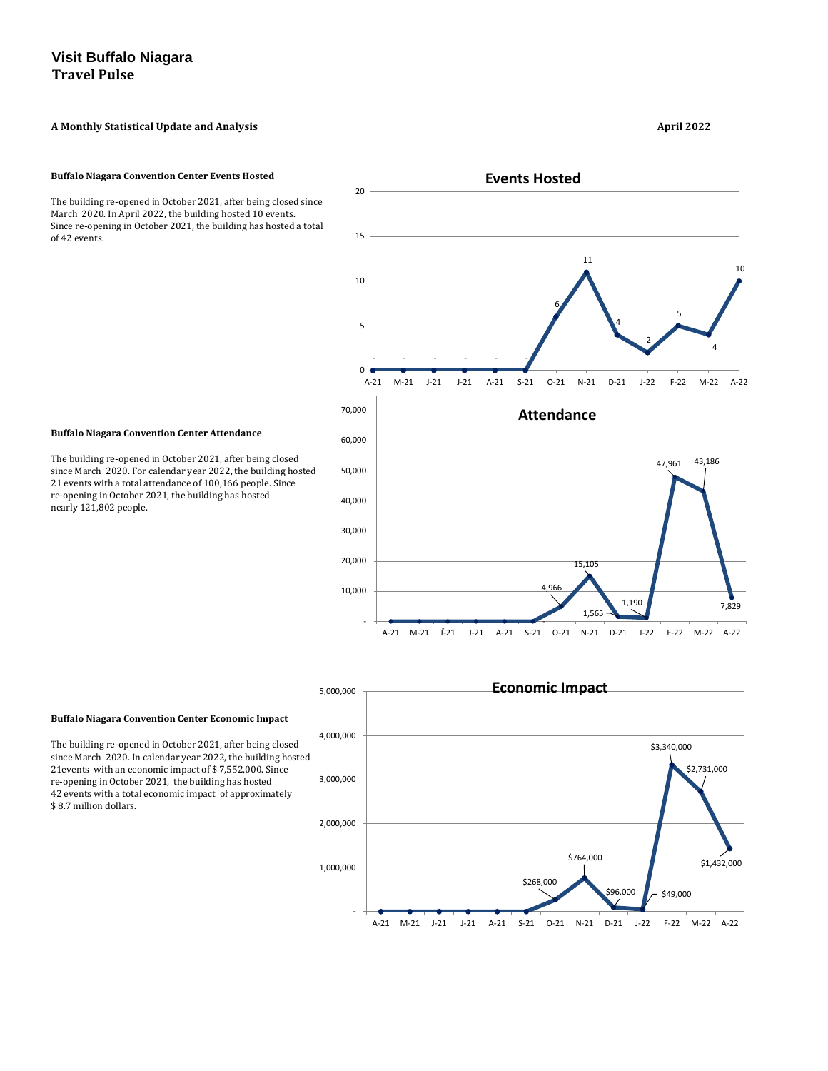# Visit Buffalo Niagara
## Travel Pulse

**A Monthly Statistical Update and Analysis** **April 2022**

**Buffalo Niagara Convention Center Events Hosted**

The building re-opened in October 2021, after being closed since March 2020. In April 2022, the building hosted 10 events. Since re-opening in October 2021, the building has hosted a total of 42 events.

**Events Hosted**

| A-21 | M-21 | J-21 | J-21 | A-21 | S-21 | O-21 | N-21 | D-21 | J-22 | F-22 | M-22 | A-22 |
|---|---|---|---|---|---|---|---|---|---|---|---|---|
| - | - | - | - | - | - | 6 | 11 | 4 | 2 | 5 | 4 | 10 |

**Buffalo Niagara Convention Center Attendance**

The building re-opened in October 2021, after being closed since March 2020. For calendar year 2022, the building hosted 21 events with a total attendance of 100,166 people. Since re-opening in October 2021, the building has hosted nearly 121,802 people.

**Attendance**

| A-21 | M-21 | J-21 | J-21 | A-21 | S-21 | O-21 | N-21 | D-21 | J-22 | F-22 | M-22 | A-22 |
|---|---|---|---|---|---|---|---|---|---|---|---|---|
| | | | | | | 4,966 | 15,105 | 1,565 | 1,190 | 47,961 | 43,186 | 7,829 |

**Buffalo Niagara Convention Center Economic Impact**

The building re-opened in October 2021, after being closed since March 2020. In calendar year 2022, the building hosted 21events with an economic impact of $ 7,552,000. Since re-opening in October 2021, the building has hosted 42 events with a total economic impact of approximately $ 8.7 million dollars.

**Economic Impact**

| A-21 | M-21 | J-21 | J-21 | A-21 | S-21 | O-21 | N-21 | D-21 | J-22 | F-22 | M-22 | A-22 |
|---|---|---|---|---|---|---|---|---|---|---|---|---|
| | | | | | | $268,000 | $764,000 | $96,000 | $49,000 | $3,340,000 | $2,731,000 | $1,432,000 |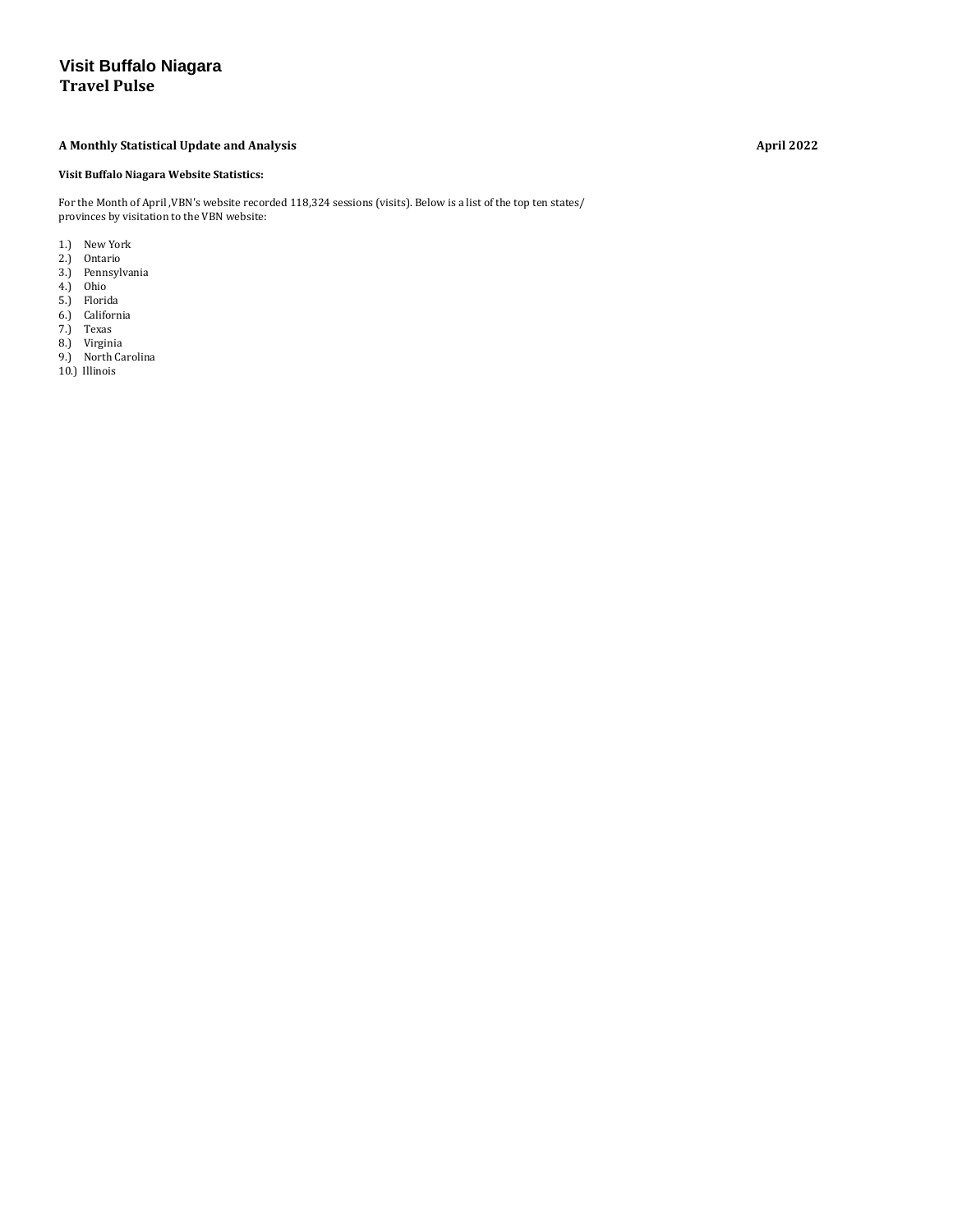# Visit Buffalo Niagara
## Travel Pulse

**A Monthly Statistical Update and Analysis** **April 2022**

**Visit Buffalo Niagara Website Statistics:**

For the Month of April ,VBN's website recorded 118,324 sessions (visits). Below is a list of the top ten states/ provinces by visitation to the VBN website:

1.) New York
2.) Ontario
3.) Pennsylvania
4.) Ohio
5.) Florida
6.) California
7.) Texas
8.) Virginia
9.) North Carolina
10.) Illinois